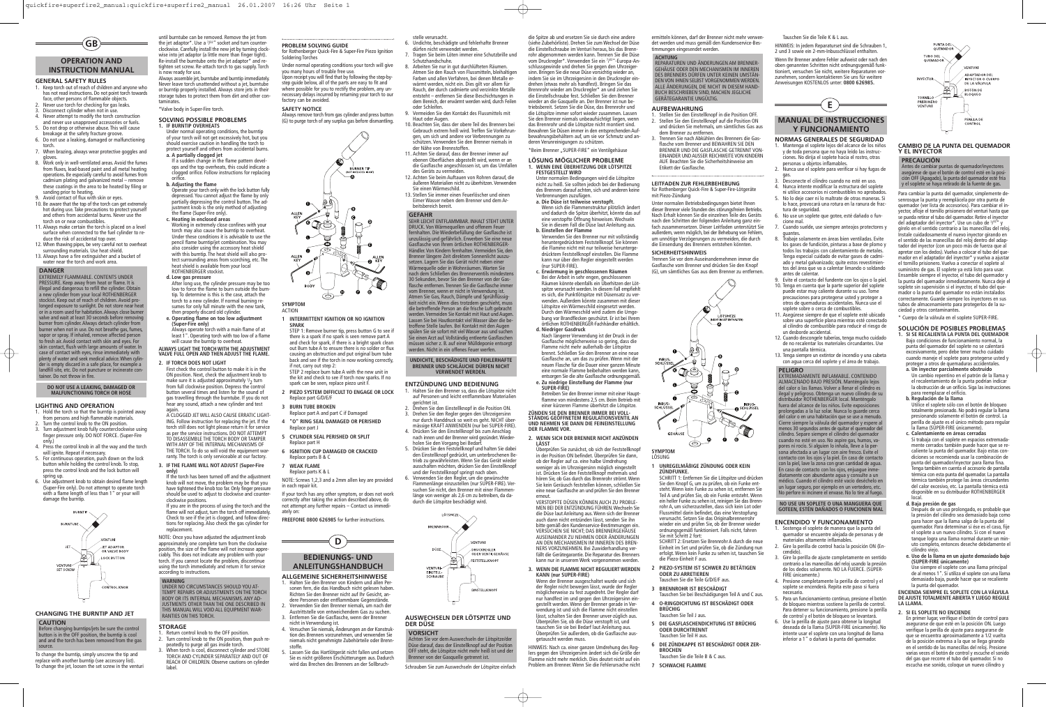# GB

## OPERATION AND INSTRUCTION MANUAL

### GENERAL SAFETY RULES

1. Keep torch out of reach of children and anyone who has not read instructions. Do not point torch towards face, other persons of flammable objects.
2. Never use torch for checking for gas leaks.
3. Disconnect cylinder when not in use.
4. Never attempt to modify the torch construction and never use unapproved accessories or fuels.
5. Do not drop or otherwise abuse. This will cause breakage at the safety fracture groove.
6. Do not use a leaking, damaged or malfunctioning torch.
7. When brazing, always wear protective goggles and gloves.
8. Work only in well-ventilated areas. Avoid the fumes from fluxes, lead-based paint and all metal heating operations. Be especially careful to avoid fumes from cadmium plating and galvanized metal – remove these coatings in the area to be heated by filing or sanding prior to heating.
9. Avoid contact of flux with skin or eyes.
10. Be aware that the tip of the torch can get extremely hot during use. Take precautions to protect yourself and others from accidental burns. Keep away from the torch on or near combustibles.
11. Always make certain the torch is placed on a level surface when connected to the fuel cylinder to reduce the risk of accidental top over.
12. When thawing pipes, be very careful not to overheat surrounding materials. Use heat shield.
13. Always have a fire extinguisher and a bucket of water near the torch and work area.

**DANGER**

EXTREMELY FLAMMABLE. CONTENTS UNDER PRESSURE. Keep away from heat or flame. It is illegal and dangerous to refill the cylinder. Obtain a new cylinder from your local ROTHENBERGER stockist. Keep out of reach of children. Avoid prolonged exposure to sunlight. Do not store near heat or in a room used for habitation. Always close burner valve and wait at least 30 seconds before removing burner from cylinder. Always detach cylinder from burner when not in use. Do not breathe gas, fumes, vapor or spray. If inhaled, remove affected person to fresh air. Avoid contact with skin and eyes. For skin contact, flush with large amounts of water. In case of contact with eyes, rinse immediately with plenty of water and seek medical advice. When cylinder is empty discard in a safe place, for example a landfill site, etc. Do not puncture or incinerate container. Do not throw in fire.

**DO NOT USE A LEAKING, DAMAGED OR MALFUNCTIONING TORCH OR HOSE**

### LIGHTING AND OPERATION

1. Hold the torch so that the burntip is pointed away from persons and high flammable materials.
2. Turn the control knob to the ON position.
3. Turn adjustment knob fully counterclockwise using finger pressure only. DO NOT FORCE. (Super-Fire only.)
4. Press the control knob in all the way and the torch will ignite. Repeat if necessary.
5. For continuous operation, push down on the lock button while holding the control knob. To stop, press the control knob and the lock button will spring up.
6. Use adjustment knob to obtain desired flame length (Super-Fire only). Do not attempt to operate torch with a flame length of less than 1" or your will damage the burntip.

### CHANGING THE BURNTIP AND JET

**CAUTION**

Before changing burntips/jets be sure the control button is in the OFF position, the burntip is cool and and the torch has been removed from the gas source.

To change the burntip, simply unscrew the tip and replace with another burntip (see accessory list). To change the jet, loosen the set screw in the venturi until burntube can be removed. Remove the jet from the jet adaptor*. Use a 1/4" socket and turn counter-clockwise. Carefully install the new jet by turning clockwise into jet adaptor (a little more than finger tight). Re-install the burntube onto the jet adaptor* and retighten set screw. Re-attach torch to gas supply. Torch is now ready for use.

Always assemble jet, burntube and burntip immediately. Never leave torch unattended without a jet, burntube or burntip properly installed. Always store jets in their storage tubes to protect them from dirt and other contaminates.

*Valve body in Super-Fire torch.

### SOLVING POSSIBLE PROBLEMS

**1. IF BURNTIP OVERHEATS**

Under normal operating conditions, the burntip of your torch will not get excessively hot, but you should exercise caution in handling the torch to protect yourself and others from accidental burns.

**a. Partially clogged jet**

If a sudden change in the flame pattern develops and the top overheats, this could indicate a clogged orifice. Follow instructions for replacing orifice.

**b. Adjusting the flame**

Operate your torch only with the lock button fully depressed. You cannot adjust the flame by only partially depressing the control button. The adjustment knob is the only method of adjusting the flame (Super-Fire only).

**c. Heating in enclosed areas**

Working in extremely close confines with your torch may also cause the burntip to overheat. Under these conditions it is advisable to use the pencil flame burntip/jet combination. You may also consider using the accessory heat shield with this burntip. The heat shield will also protect surrounding areas from scorching, etc. The heat shield is available from your local ROTHENBERGER stockist.

**d. Low gas pressure**

After long use, the cylinder pressure may be too low to force the flame to burn outside the burntip. To determine is this is the case, attach the torch to a new cylinder. If normal burning resumes for only full minute with the new tank, then properly discard old cylinder.

**e. Operating flame on too low adjustment (Super-Fire only)**

Always operate torch with a main flame of at least 1". Operating torch with too low of a flame will cause the burntip to overheat.

**ALWAYS LIGHT THE TORCH WITH THE ADJUSTMENT VALVE FULL OPEN AND THEN ADJUST THE FLAME.**

**2. IF TORCH DOES NOT LIGHT**

First check the control button to make it is in the ON position. Next, check the adjustment knob to make sure it is adjusted approximately 1/2 turn from full clockwise position. Depress the control button several times and listen for the sound of gas travelling through the burntube. If you do not hear any sound, attach a new cylinder and test again.

A CLOGGED JET WILL ALSO CAUSE ERRATIC LIGHTING. Follow instruction for replacing the jet. If the torch still does not light please return it for service as per the service instructions. DO NOT ATTEMPT TO DISASSEMBLE THE TORCH BODY OR TAMPER WITH ANY OF THE INTERNAL MECHANISMS OF THE TORCH. To do so will void the equipment warranty. The torch is only serviceable at our factory.

**3. IF THE FLAME WILL NOT ADJUST (Super-Fire only)**

If the torch has been turned off and the adjustment knob will not move, the problem may be that you have tightened the knob too far. Only finger pressure should be used to adjust to clockwise and counterclockwise positions.

If you are in the process of using the torch and the flame will not adjust, turn the torch off immediately. Check to see if the jet is clogged, and follow directions for replacing. Also check the gas cylinder for replacement.

NOTE: Once you have adjusted the adjustment knob approximately one complete turn from the clockwise position, the size of the flame will not increase appreciably. This does not indicate any problem with your torch. If you cannot locate the problem, discontinue using the torch immediately and return it for service according to instructions.

**WARNING**

UNDER NO CIRCUMSTANCES SHOULD YOU ATTEMPT REPAIRS OR ADJUSTMENTS ON THE TORCH BODY OR ITS INTERNAL MECHANISMS. ANY ADJUSTMENTS OTHER THAN THE ONE DESCRIBED IN THIS MANUAL WILL VOID ALL EQUIPMENT WARRANTIES ON THIS TORCH.

### STORAGE

1. Return control knob to the OFF position.
2. Turn control knob to the ON position, then push repeatedly to purge all gas inside torch.
3. When torch is cool, disconnect cylinder and STORE TORCH AND CYLINDER SEPARATELY AND OUT OF REACH OF CHILDREN. Observe cautions on cylinder label.

### PROBLEM SOLVING GUIDE

for Rothenberger Quick-Fire & Super-Fire Piezo Ignition Soldering Torches

Under normal operating conditions your torch will give you many hours of trouble free use.

Upon receipt you will find that by following the step-by-step guide below, all of the parts are easy to fit and where possible for you to rectify the problem, any unnecessary delays incurred by returning your torch to our factory can be avoided.

### SAFETY NOTICE

Always remove torch from gas cylinder and press button (G) to purge torch of any surplus gas before dismantling.

**SYMPTOM**

ACTION

**1 INTERMITTENT IGNITION OR NO IGNITION SPARK**

STEP 1: Remove burner tip, press button G to see if there is spark if no spark is seen remove part A and check for spark, if there is a bright spark clean out Burn tube A to ensure there is no solder or flux causing an obstruction and put original burn tube back and see if the torch in now working correctly, if not, carry out step 2:

STEP 2 replace burn tube A with the new unit in the kit and check to see if torch now sparks. If no spark can be seen, replace piezo unit F.

**2 PIEZO SYSTEM DIFFICULT TO ENGAGE OR LOCK**

Replace part G/D/E/F

**3 BURN TUBE BROKEN**

Replace part A and part C if Damaged

**4 "O" RING SEAL DAMAGED OR PERISHED**

Replace part I

**5 CYLINDER SEAL PERISHED OR SPLIT**

Replace part H

**6 IGNITION CUP DAMAGED OR CRACKED**

Replace parts B & C

**7 WEAK FLAME**

Replace parts K & L

NOTE: Screws 1,2,3 and a 2mm allen key are provided in each repair kit.

If your torch has any other symptom, or does not work correctly after taking the action described above, do not attempt any further repairs – Contact us immediately on:

**FREEFONE 0800 626985** for further instructions.

# D

## BEDIENUNGS- UND ANLEITUNGSHANDBUCH

### ALLGEMEINE SICHERHEITSHINWEISE

1. Halten Sie den Brenner von Kindern und allen Personen fern, die das Handbuch nicht gelesen haben. Richten Sie den Brenner nicht auf Ihr Gesicht, andere Personen oder entflammbare Gegenstände.
2. Verwenden Sie den Brenner niemals, um nach der Austrittstelle von entweichendem Gas zu suchen.
3. Entfernen Sie die Gasflasche, wenn der Brenner nicht in Verwendung ist.
4. Versuchen Sie niemals, Änderungen an der Konstruktion des Brenners vorzunehmen, und verwenden Sie niemals nicht genehmigte Zubehörteile oder Brennstoffe.
5. Lassen Sie das Hartlötgerät nicht fallen und setzen Sie es nicht größeren Erschütterungen aus. Dadurch wird das Brechen des Brenners an der Sollbruchstelle verursacht.
6. Undichte, beschädigte und fehlerhafte Brenner dürfen nicht verwendet werden.
7. Tragen Sie beim Löten immer eine Schutzbrille und Schutzhandschuhe.
8. Arbeiten Sie nur in gut durchlüfteten Räumen. Atmen Sie den Rauch von Flussmitteln, bleihaltigen Farben und allen Verfahren, bei denen Metalle erwärmt werden, nicht ein. Dies gilt vor allem für Rauch, der durch cadmierte und verzinkte Metalle entsteht – entfernen Sie diese Beschichtungen in dem Bereich, der erwärmt werden wird, durch Feilen oder Schleifen.
9. Vermeiden Sie den Kontakt des Flussmittels mit Haut oder Augen.
10. Beachten Sie, dass der obere Teil des Brenners bei Gebrauch extrem heiß wird. Treffen Sie Vorkehrungen, um sich und andere vor Verbrennungen zu schützen. Verwenden Sie den Brenner niemals in der Nähe von Brennstoffen.
11. Achten Sie darauf, dass der Brenner immer auf ebenen Oberflächen abgestellt wird, wenn er an die Gasflasche angeschlossen ist, um das Umfallen des Geräts zu vermeiden.
12. Achten Sie beim Auftauen von Rohren darauf, die äußeren Materialen nicht zu überhitzen. Verwenden Sie einen Wärmeschild.
13. Stellen Sie immer einen Feuerlöscher und einen Eimer Wasser neben dem Brenner und dem Arbeitsbereich bereit.

**GEFAHR**

SEHR LEICHT ENTFLAMMBAR. INHALT STEHT UNTER DRUCK. Von Wärmequellen und offenem Feuer fernhalten. Die Wiederbefüllung der Gasflasche ist unzulässig und gefährlich. Erwerben Sie eine neue Gasflasche von Ihrem örtlichen ROTHENBERGER-Händler. Vom Kindern fernhalten. Vermeiden Sie, den Brenner längere Zeit direktem Sonnenlicht auszusetzen. Lagern Sie das Gerät nicht neben einer Wärmequelle oder in Wohnräumen. Warten Sie nach dem Schließen des Brennerventils mindestens 30 Sekunden, bevor Sie den Brenner von der Gasflasche entfernen. Trennen Sie die Gasflasche immer vom Brenner, wenn er nicht in Verwendung ist. Atmen Sie Gas, Rauch, Dämpfe und Sprühflüssigkeit nicht ein. Wenn dies trotzdem geschieht, muss die betreffende Person an die frische Luft gebracht werden. Vermeiden Sie Kontakt mit Haut und Augen. Lassen Sie bei Hautkontakt viel Wasser über die betroffene Stelle laufen. Bei Kontakt mit den Augen spülen Sie sie sofort mit viel Wasser aus und suchen Sie einen Arzt auf. Vollständig entleerte Gasflaschen müssen sicher z. B. auf einer Mülldeponie entsorgt werden. Nicht in ein offenes Feuer werfen.

**UNDICHTE, BESCHÄDIGTE UND FEHLERHAFTE BRENNER UND SCHLÄUCHE DÜRFEN NICHT VERWENDET WERDEN.**

### ENTZÜNDUNG UND BEDIENUNG

1. Halten Sie den Brenner so, dass die Lötspitze nicht auf Personen und leicht entflammbare Materialien gerichtet ist.
2. Drehen Sie den Einstellknopf in die Position ON.
3. Drehen Sie den Regler gegen den Uhrzeigersinn nur durch Handdruck so weit es geht. NICHT übermässige KRAFT ANWENDEN (nur bei SUPER-FIRE).
4. Drücken Sie den Einstellknopf bis zum Anschlag nach innen und der Brenner wird gezündet. Wiederholen Sie den Vorgang bei Bedarf.
5. Drücken Sie den Feststellknopf und halten Sie dabei den Einstellknopf gedrückt, um unterbrochenen Betrieb zu gewährleisten. Wenn Sie das Gerät wieder ausschalten möchten, drücken Sie den Einstellknopf und der Feststellknopf springt nach oben.
6. Verwenden Sie den Regler, um die gewünschte Flammenlänge einzustellen (nur SUPER-FIRE). Versuchen Sie nicht, den Brenner mit einer Flammenlänge von weniger als 2,6 cm zu betreiben, da dadurch die Lötspitze beschädigt wird.

### AUSWECHSELN DER LÖTSPITZE UND DER DÜSE

**VORSICHT**

Achten Sie vor dem Auswechseln der Lötspitze/der Düse darauf, dass der Einstellknopf auf der Position OFF steht, die Lötspitze nicht mehr heiß ist und der Brenner von der Gasquelle getrennt ist.

Schrauben Sie zum Auswechseln der Lötspitze einfach die Spitze ab und ersetzen Sie sie durch eine andere (siehe Zubehörliste). Drehen Sie zum Wechsel der Düse die Einstellschraube im Venturi heraus, bis das Brennrohr abgenommen werden kann. Trennen Sie die Düse vom Druckregler*. Verwenden Sie ein 1/4"-Europa-Anschlussgewinde und drehen Sie gegen den Uhrzeigersinn. Bringen Sie die neue Düse vorsichtig wieder an, indem Sie sie im Uhrzeigersinn in den Druckregler eindrehen (etwas mehr als handfest). Bringen Sie das Brennrohr wieder am Druckregler* an und ziehen Sie die Einstellschraube fest. Schließen Sie den Brenner wieder an die Gasquelle an. Der Brenner ist nun betriebsbereit. Setzen Sie die Düse, das Brennrohr und die Lötspitze immer sofort wieder zusammen. Lassen Sie den Brenner niemals unbeaufsichtigt liegen, wenn das Brennrohr und die Lötspitze nicht montiert sind. Bewahren Sie Düsen immer in den entsprechenden Aufbewahrungsbehältern auf, um sie vor Schmutz und anderen Verunreinigungen zu schützen.

*Beim Brenner „SUPER-FIRE" ein Ventilgehäuse

### LÖSUNG MÖGLICHER PROBLEME

**1. WENN EINE ÜBERHITZUNG DER LÖTSPITZE FESTGESTELLT WIRD**

Unter normalen Bedingungen wird die Lötspitze nicht zu heiß. Sie sollten jedoch bei der Bedienung des Brenners darauf achten, sich und anderen keine Verbrennungen zuzufügen.

**a. Die Düse ist teilweise verstopft.**

Wenn sich die Flammenstruktur plötzlich ändert und dadurch die Spitze überhitzt, könnte das auf eine verstopfte Öffnung hinweisen. Wechseln Sie in diesem Fall die Düse laut Anleitung aus.

**b. Einstellen der Flamme**

Verwenden Sie den Brenner nur mit vollständig heruntergedrücktem Feststellknopf. Sie können die Flamme nicht mit nur teilweise heruntergedrücktem Feststellknopf einstellen. Die Flamme kann nur über den Regler eingestellt werden (nur SUPER-FIRE).

**c. Erwärmung in geschlossenen Räumen**

Bei der Arbeit in sehr engen, geschlossenen Räumen könnte ebenfalls ein Überhitzen der Lötspitze verursacht werden. In diesem Fall empfiehlt es sich, die Punktlötspitze mit Düsensatz zu verwenden. Außerdem könnte zusammen mit dieser Lötspitze ein Wärmeschild eingesetzt werden. Durch den Wärmeschild wird zudem die Umgebung vor Brandflecken geschützt. Er ist bei Ihrem örtlichen ROTHENBERGER-Fachhändler erhältlich.

**d. Niedriger Gasdruck**

Nach längerer Verwendung ist der Druck in der Gasflasche möglicherweise so gering, dass die Flamme nicht mehr außerhalb der Lötspitze brennt. Schließen Sie den Brenner an eine neue Gasflasche an, um das zu prüfen. Wenn mit der neuen Flasche für die Dauer einer ganzen Minute eine normale Flamme beibehalten werden kann, entsorgen Sie die alte Gasflasche ordnungsgemäß.

**e. Zu niedrige Einstellung der Flamme (nur SUPER-FIRE)**

Betreiben Sie den Brenner immer mit einer Hauptflamme von mindestens 2,5 cm. Beim Betrieb mit einer kürzeren Flamme überhitzt die Lötspitze.

**ZÜNDEN SIE DEN BRENNER IMMER BEI VOLLSTÄNDIG GEÖFFNETEM REGULATIONSVENTIL AN UND NEHMEN SIE DANN DIE FEINEINSTELLUNG DER FLAMME VOR.**

**2. WENN SICH DER BRENNER NICHT ANZÜNDEN LÄSST**

Überprüfen Sie zunächst, ob sich der Feststellknopf in der Position ON befindet. Überprüfen Sie dann, ob der Regler auf ca. eine halbe Umdrehung weniger als im Uhrzeigersinn möglich eingestellt ist. Drücken Sie den Feststellknopf mehrmals und hören Sie, ob Gas durch das Brennrohr strömt. Wenn Sie kein Geräusch feststellen können, schließen Sie eine neue Gasflasche an und prüfen Sie den Brenner erneut.

VERSTOPFTE DÜSEN KÖNNEN AUCH ZU PROBLEMEN BEI DER ENTZÜNDUNG FÜHREN. Wechseln Sie die Düse laut Anleitung aus. Wenn sich der Brenner auch dann nicht entzünden lässt, senden Sie ihn bitte gemäß den Kundenservice-Bestimmungen ein. VERSUCHEN SIE NICHT, DAS BRENNERGEHÄUSE AUSEINANDER ZU NEHMEN ODER ÄNDERUNGEN AN DEN MECHANISMEN IM INNEREN DES BRENNERS VORZUNEHMEN. Bei Zuwiderhandlung verfällt die Gerätegarantie. Die Reparatur des Brenners kann nur in unserem Werk vorgenommen werden.

**3. WENN DIE FLAMME NICHT REGULIERT WERDEN KANN (nur SUPER-FIRE)**

Wenn der Brenner ausgeschaltet wurde und sich der Regler nicht bewegen lässt, wurde der Regler möglicherweise zu fest zugedreht. Der Regler darf nur handfest im und gegen den Uhrzeigersinn eingestellt werden. Wenn der Brenner gerade in Verwendung ist und sich die Flamme nicht einstellen lässt, schalten Sie den Brenner unverzüglich aus. Überprüfen Sie, ob die Düse verstopft ist, und tauschen Sie sie bei Bedarf laut Anleitung aus. Überprüfen Sie außerdem, ob die Gasflasche ausgetauscht werden muss.

HINWEIS: Nach ca. einer ganzen Umdrehung des Reglers gegen den Uhrzeigersinn ändert sich die Größe der Flamme nicht mehr merklich. Dies deutet nicht auf ein Problem am Brenner. Wenn Sie die Fehlerursache nicht ermitteln können, darf der Brenner nicht mehr verwendet werden und muss gemäß den Kundenservice-Bestimmungen eingesendet werden.

**ACHTUNG**

REPARATUREN UND ÄNDERUNGEN AM BRENNERGEHÄUSE ODER DEN MECHANISMEN IM INNEREN DES BRENNERS DÜRFEN UNTER KEINEN UMSTÄNDEN VON IHNEN SELBST VORGENOMMEN WERDEN. ALLE ÄNDERUNGEN, DIE NICHT IN DIESEM HANDBUCH BESCHRIEBEN SIND, MACHEN JEGLICHE GERÄTEGARANTIE UNGÜLTIG.

### AUFBEWAHRUNG

1. Stellen Sie den Einstellknopf in die Position OFF.
2. Stellen Sie den Einstellknopf auf die Position ON und drücken Sie mehrmals, um sämtliches Gas aus dem Brenner zu entfernen.
3. Trennen Sie nach Abkühlen des Brenners die Gasflasche vom Brenner und BEWAHREN SIE DEN BRENNER UND DIE GASFLASCHE GETRENNT VONEINANDER UND AUSSER REICHWEITE VON KINDERN AUF. Beachten Sie die Sicherheitshinweise am Etikett der Gasflasche.

### LEITFADEN ZUR FEHLERBEHEBUNG

für Rothenberger Quick-Fire & Super-Fire-Lötgeräte mit Piezo-Zündung

Unter normalen Betriebsbedingungen bietet Ihnen dieser Brenner viele Stunden des störungsfreien Betriebs. Nach Erhalt können Sie die einzelnen Teile des Geräts nach den Schritten der folgenden Anleitung ganz einfach zusammensetzen. Dieser Leitfaden unterstützt Sie außerdem, wenn möglich, bei der Behebung von Fehlern, um unnötige Verzögerungen zu vermeiden, die durch die Einsendung des Brenners entstehen könnten.

### SICHERHEITSHINWEIS

Trennen Sie vor dem Auseinandernehmen immer die Gasflasche vom Brenner und drücken Sie den Knopf (G), um sämtliches Gas aus dem Brenner zu entfernen.

**SYMPTOM**

LÖSUNG

**1 UNREGELMÄßIGE ZÜNDUNG ODER KEIN ZÜNDFUNKE.**

SCHRITT 1: Entfernen Sie die Lötspitze und drücken Sie den Knopf G, um zu prüfen, ob ein Funke entsteht. Wenn kein Funke zu sehen ist, entfernen Sie Teil A und prüfen Sie, ob ein Funke entsteht. Wenn ein heller Funke zu sehen ist, reinigen Sie das Brennrohr A, um sicherzustellen, dass sich kein Lot oder Flussmittel darin befindet, das eine Verstopfung verursacht. Setzen Sie das Originalbrennerrohr wieder ein und prüfen Sie, ob der Brenner wieder ordnungsgemäß funktioniert. Falls nicht, fahren Sie mit Schritt 2 fort:

SCHRITT 2: Ersetzen Sie Brennrohr A durch die neue Einheit im Set und prüfen Sie, ob die Zündung nun erfolgt. Wenn kein Funke zu sehen ist, tauschen Sie die Piezo-Einheit F aus.

**2 PIEZO-SYSTEM IST SCHWER ZU BETÄTIGEN ODER ZU ARRETIEREN**

Tauschen Sie die Teile G/D/E/F aus.

**3 BRENNROHR IST BESCHÄDIGT**

Tauschen Sie bei Beschädigungen Teil A und C aus.

**4 O-RINGDICHTUNG IST BESCHÄDIGT ODER BRÜCHIG**

Tauschen Sie Teil I aus.

**5 DIE GASFLASCHENDICHTUNG IST BRÜCHIG ODER DURCHTRENNT**

Tauschen Sie Teil H aus.

**6 DIE ZÜNDKAPPE IST BESCHÄDIGT ODER ZERBROCHEN**

Tauschen Sie die Teile B & C aus.

**7 SCHWACHE FLAMME**

Tauschen Sie die Teile K & L aus.

HINWEIS: In jedem Reparaturset sind die Schrauben 1, 2 und 3 sowie ein 2-mm-Inbusschlüssel enthalten.

Wenn Ihr Brenner andere Fehler aufweist oder nach den oben genannten Schritten nicht ordnungsgemäß funktioniert, versuchen Sie nicht, weitere Reparaturen vorzunehmen, sondern kontaktieren Sie uns für weitere Anweisungen KOSTENLOS unter: **0800 626985.**

# E

## MANUAL DE INSTRUCCIONES Y FUNCIONAMIENTO

### NORMAS GENERALES DE SEGURIDAD

1. Mantenga el soplete lejos del alcance de los niños y de toda persona que no haya leído las instrucciones. No dirija el soplete hacia el rostro, otras personas u objetos inflamables.
2. Nunca use el soplete para verificar si hay fugas de gas.
3. Desconecte el cilindro cuando no esté en uso.
4. Nunca intente modificar la estructura del soplete ni utilice accesorios ni combustibles no aprobados.
5. No lo deje caer ni lo maltrate de otras maneras. Si lo hace, provocará una rotura en la ranura de fractura de seguridad.
6. No use un soplete que gotee, esté dañado o funcione mal.
7. Cuando suelde, use siempre anteojos protectores y guantes.
8. Trabaje solamente en áreas bien ventiladas. Evite los gases de fundición, pinturas a base de plomo y todos los trabajos con calentamiento de metales. Tenga especial cuidado de evitar gases de cadmiado y metal galvanizado; quite estos revestimientos del área que va a calentar limando o solando antes de calentar.
9. Evite el contacto del fundente con los ojos o la piel.
10. Tenga en cuenta que la parte superior del soplete puede estar muy caliente durante su uso. Tome precauciones para protegerse usted y proteger a otros de quemaduras accidentales. Nunca use el soplete sobre o cerca de combustibles.
11. Asegúrese siempre de que el soplete esté ubicado sobre una superficie plana mientras esté conectado al cilindro de combustible para reducir el riesgo de un desborde accidental.
12. Cuando descongele tuberías, tenga mucho cuidado de no recalentar los materiales circundantes. Use una pantalla térmica.
13. Tenga siempre un extintor de incendio y una cubeta con agua cerca del soplete y el área de trabajo.

**PELIGRO**

EXTREMADAMENTE INFLAMABLE. CONTENIDO ALMACENADO BAJO PRESIÓN. Manténgalo lejos del calor o las llamas. Volver a llenar el cilindro es ilegal y peligroso. Obtenga un nuevo cilindro de su distribuidor ROTHENBERGER local. Manténgalo fuera del alcance de los niños. Evite exposiciones prolongadas a la luz solar. Nunca lo guarde cerca del calor o en una habitación que se use a menudo. Cierre siempre la válvula del quemador y espere al menos 30 segundos antes de quitar el quemador del cilindro. Separe siempre el cilindro del quemador cuando no esté en uso. No aspire gas, humos, vapores ni rocío. Si alguien lo inhala, lleve a la persona afectada a un lugar con aire fresco. Evite el contacto con los ojos y la piel. En caso de contacto con la piel, lave la zona con gran cantidad de agua. En caso de contacto con los ojos, enjuague inmediatamente con abundante agua y consulte a un médico. Cuando el cilindro esté vacío deséchelo en un lugar seguro, por ejemplo en un vertedero, etc. No perfore ni incinere el envase. No lo tire al fuego.

**NO USE UN SOPLETE O UNA MANGUERA QUE GOTEEN, ESTÉN DAÑADOS O FUNCIONEN MAL**

### ENCENDIDO Y FUNCIONAMIENTO

1. Sostenga el soplete de manera que la punta del quemador se encuentre alejada de personas y de materiales altamente inflamables.
2. Gire la perilla de control hacia la posición ON (Encendido).
3. Gire la perilla de ajuste completamente en sentido contrario a las manecillas del reloj usando la presión de los dedos solamente. NO LA FUERCE. (SUPER-FIRE únicamente.)
4. Presione completamente la perilla de control y el soplete se encenderá. Repita este paso si fuera necesario.
5. Para un funcionamiento continuo, presione el botón de bloqueo mientras sostiene la perilla de control. Para detener su funcionamiento, presione la perilla de control y el botón de bloqueo se levantará.
6. Use la perilla de ajuste para obtener la longitud deseada de la llama (SUPER-FIRE únicamente). No intente usar el soplete con una longitud de llama inferior a 1" o dañará la punta del quemador.

### CAMBIO DE LA PUNTA DEL QUEMADOR Y EL INYECTOR

**PRECAUCIÓN**

Antes de cambiar puntas de quemador/inyectores asegúrese de que el botón de control esté en la posición OFF (Apagado), la punta del quemador esté fría y el soplete se haya retirado de la fuente de gas.

Para cambiar la punta del quemador, simplemente desenrosque la punta y reemplácela por otra punta de quemador (ver lista de accesorios). Para cambiar el inyector, afloje el tornillo prisionero del venturi hasta que se pueda retirar el tubo del quemador. Retire el inyector del adaptador del inyector*. Use un cubo de 1/4" y gírelo en el sentido contrario a las manecillas del reloj. Instale cuidadosamente el nuevo inyector girando en el sentido de las manecillas del reloj dentro del adaptador del inyector (con un poco más de fuerza que al apretar con los dedos). Vuelva a colocar el tubo del quemador en el adaptador del inyector* y vuelva a ajustar el tornillo prisionero. Vuelva a conectar el soplete al suministro de gas. El soplete ya está listo para usar. Ensamble siempre el inyector, el tubo del quemador y la punta del quemador inmediatamente. Nunca deje el soplete sin supervisión si el inyector, el tubo del quemador o la punta del quemador no están instalados correctamente. Guarde siempre los inyectores en sus tubos de almacenamiento para protegerlos de la suciedad y otros contaminantes.

\* Cuerpo de la válvula en el soplete SUPER-FIRE.

### SOLUCIÓN DE POSIBLES PROBLEMAS

**1. SI SE RECALIENTA LA PUNTA DEL QUEMADOR**

Bajo condiciones de funcionamiento normal, la punta del quemador del soplete no se calentará excesivamente, pero debe tener mucho cuidado cuando maneje el soplete para protegerse usted y proteger a otros de quemaduras accidentales.

**a. Un inyector parcialmente obstruido**

Un cambio repentino en el patrón de la llama y el recalentamiento de la punta podrían indicar la obstrucción de un orificio. Siga las instrucciones para reemplazar el orificio.

**b. Regulación de la llama**

Utilice el soplete sólo con el botón de bloqueo totalmente presionado. No podrá regular la llama presionando solamente el botón de control. La perilla de ajuste es el único método para regular la llama (SUPER-FIRE únicamente).

**c. Calentamiento en áreas cerradas**

Si trabaja con el soplete en espacios extremadamente cerrados también puede hacer que se recaliente la punta del quemador. Bajo estas condiciones se recomienda usar la combinación de punta del quemador/inyector para llama fina. Tenga también en cuenta el accesorio de pantalla térmica con esta punta del quemador. La pantalla térmica también protege las áreas circundantes del calor excesivo, etc. La pantalla térmica está disponible en su distribuidor ROTHENBERGER local.

**d. Baja presión de gas**

Después de un uso prolongado, es probable que la presión del cilindro sea demasiado baja como para hacer que la llama salga de la punta del quemador. Para determinar si éste es el caso, fije el soplete a un nuevo cilindro. Si con el nuevo tanque logra una llama normal durante un minuto completo, entonces deseche debidamente el cilindro viejo.

**e. Uso de la llama en un ajuste demasiado bajo (SUPER-FIRE únicamente)**

Use siempre el soplete con una llama principal de al menos 1". Si utiliza el soplete con una llama demasiado baja, puede hacer que se recaliente la punta del quemador.

**ENCIENDA SIEMPRE EL SOPLETE CON LA VÁLVULA DE AJUSTE TOTALMENTE ABIERTA Y LUEGO REGULE LA LLAMA.**

**2. SI EL SOPLETE NO ENCIENDE**

En primer lugar, verifique el botón de control para asegurarse de que esté en la posición ON. Luego verifique la perilla de ajuste para asegurarse de que se encuentra aproximadamente a 1/2 vuelta de la posición extrema a la que se llega girando en el sentido de las manecillas del reloj. Presione varias veces el botón de control y escuche el sonido del gas que recorre el tubo del quemador. Si no escucha ese sonido, coloque un nuevo cilindro y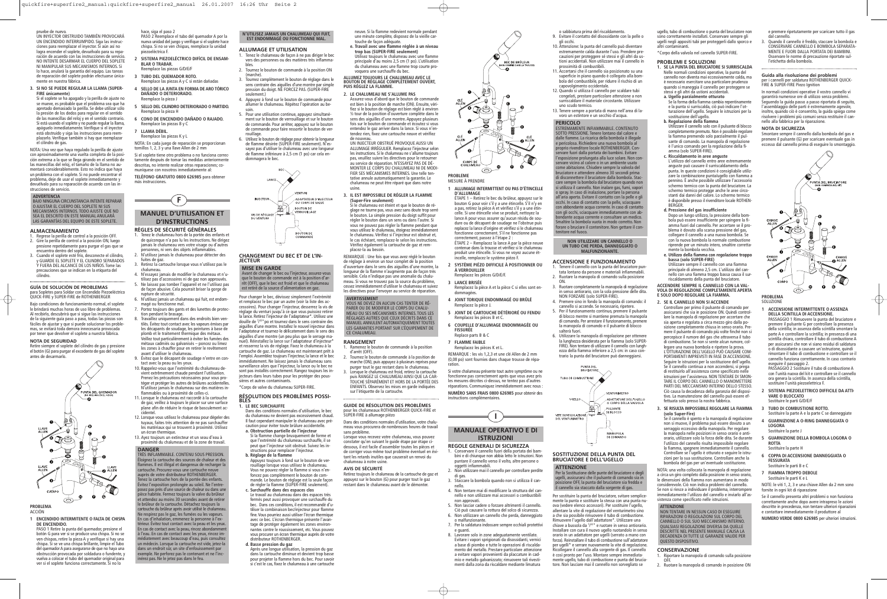pruebe de nuevo.

UN INYECTOR OBSTRUIDO TAMBIÉN PROVOCARÁ UN ENCENDIDO INTERRUMPIDO. Siga las instrucciones para reemplazar el inyector. Si aún así no logra encender el soplete, devuélvalo para su reparación de acuerdo con las instrucciones de servicio. NO INTENTE DESARMAR EL CUERPO DEL SOPLETE NI MANIPULAR SUS MECANISMOS INTERNOS. Si lo hace, anulará la garantía del equipo. Las tareas de reparación del soplete podrán efectuarse únicamente en nuestra fábrica.

**3. SI NO SE PUEDE REGULAR LA LLAMA (SUPER-FIRE únicamente)**

Si el soplete se ha apagado y la perilla de ajuste no se mueve, es probable que el problema sea que ha apretado demasiado la perilla. Se debe utilizar sólo la presión de los dedos para regular en el sentido de las manecillas del reloj y en el sentido contrario. Si está usando el soplete y no puede regular la llama, apáguelo inmediatamente. Verifique si el inyector está obstruido y siga las instrucciones para reemplazarlo. Verifique también si hay que reemplazar el cilindro de gas.

NOTA: Una vez que haya regulado la perilla de ajuste con aproximadamente una vuelta completa de la posición extrema a la que se llega girando en el sentido de las manecillas del reloj, el tamaño de la llama no aumentará considerablemente. Esto no indica que haya un problema con el soplete. Si no puede encontrar el problema, deje de usar el soplete inmediatamente y devuélvalo para su reparación de acuerdo con las instrucciones de servicio.

**ADVERTENCIA**

BAJO NINGUNA CIRCUNSTANCIA INTENTE REPARAR O AJUSTAR EL CUERPO DEL SOPLETE NI SUS MECANISMOS INTERNOS. TODO AJUSTE QUE NO SEA EL DESCRITO EN ESTE MANUAL ANULARÁ LAS GARANTÍAS DEL EQUIPO DE ESTE SOPLETE.

## ALMACENAMIENTO

1. Regrese la perilla de control a la posición OFF.
2. Gire la perilla de control a la posición ON, luego presione repetidamente para purgar el gas que se encuentra dentro del soplete.
3. Cuando el soplete esté frío, desconecte el cilindro, y GUARDE EL SOPLETE Y EL CILINDRO SEPARADOS Y FUERA DEL ALCANCE DE LOS NIÑOS. Tome las precauciones que se indican en la etiqueta del cilindro.

## GUÍA DE SOLUCIÓN DE PROBLEMAS

para Sopletes para Soldar con Encendido Piezoeléctrico QUICK-FIRE y SUPER-FIRE de ROTHENBERGER

Bajo condiciones de funcionamiento normal, el soplete le brindará muchas horas de uso libre de problemas. Al recibirlo, descubrirá que si sigue las instrucciones de la siguiente guía paso a paso, todas las piezas son fáciles de ajustar y que si puede solucionar los problemas, se evitará toda demora innecesaria provocada por tener que devolver el soplete a nuestra fábrica.

### NOTA DE SEGURIDAD

Retire siempre el soplete del cilindro de gas y presione el botón (G) para purgar el excedente de gas del soplete antes de desarmarlo.

PUNTA DEL QUEMADOR

LLAVE ALLEN

LLAVE ALLEN

LLAVE ALLEN

CUERPO

**PROBLEMA**
ACCIÓN

**1 ENCENDIDO INTERMITENTE O FALTA DE CHISPA DE ENCENDIDO.**

PASO 1 Retire la punta del quemador, presione el botón G para ver si se produce una chispa. Si no se ven chispas, retire la pieza A y verifique si hay una chispa. Si se ve una chispa brillante, limpie el Tubo del quemador A para asegurarse de que no haya una obstrucción provocada por soldadura o fundente, y vuelva a colocar el tubo del quemador original para ver si el soplete funciona correctamente. Si no lo hace, siga el paso 2

PASO 2 Reemplace el tubo del quemador A por la nueva unidad del juego y verifique si el soplete hace chispa. Si no se ven chispas, reemplace la unidad piezoeléctrica F.

**2 SISTEMA PIEZOELÉCTRICO DIFÍCIL DE ENSAMBLAR O TRABAR.**
Reemplace las piezas G/D/E/F

**3 TUBO DEL QUEMADOR ROTO.**
Reemplace las piezas A y C si están dañadas

**4 SELLO DE LA JUNTA EN FORMA DE ARO TÓRICO DAÑADO O DETERIORADO.**
Reemplace la pieza J

**5 SELLO DEL CILINDRO DETERIORADO O PARTIDO.**
Reemplace la pieza H

**6 CONO DE ENCENDIDO DAÑADO O RAJADO.**
Reemplace las piezas B y C

**7 LLAMA DÉBIL.**
Reemplace las piezas K y L

NOTA: En cada juego de reparación se proporcionan tornillos 1, 2, 3 y una llave Allen de 2 mm

Si el soplete tiene otro problema o no funciona correctamente después de tomar las medidas anteriormente descritas, no intente realizar otras reparaciones; comuníquese con nosotros inmediatamente al:

**TELÉFONO GRATUITO 0800 626985** para obtener más instrucciones.

F

# MANUEL D'UTILISATION ET D'INSTRUCTIONS

## RÈGLES DE SÉCURITÉ GÉNÉRALES

1. Tenez le chalumeau hors de la portée des enfants et de quiconque n'a pas lu les instructions. Ne dirigez jamais le chalumeau vers votre visage ou d'autres personnes, ni vers des objets inflammables.
2. N'utilisez jamais le chalumeau pour détecter des fuites de gaz.
3. Retirez la cartouche lorsque vous n'utilisez pas le chalumeau.
4. N'essayez jamais de modifier le chalumeau et n'utilisez pas d'accessoires ni de gaz non approuvés.
5. Ne laissez pas tomber l'appareil et ne l'utilisez pas de façon abusive. Cela pourrait briser la gorge de rupture de sécurité.
6. N'utilisez jamais un chalumeau qui fuit, est endommagé ou fonctionne mal.
7. Portez toujours des gants et des lunettes de protection pendant le brasage.
8. Travaillez uniquement dans des endroits bien ventilés. Évitez tout contact avec les vapeurs émises par les décapants de soudage, les peintures à base de plomb et le traitement thermique des métaux. Veillez tout particulièrement à éviter les fumées des métaux cadmiés ou galvanisés – poncez ou limez les zones à chauffer pour en retirer le revêtement avant d'utiliser le chalumeau.
9. Évitez que le décapant de soudage n'entre en contact avec la peau ou les yeux.
10. Rappelez-vous que l'extrémité du chalumeau devient extrêmement chaude pendant l'utilisation. Prenez les précautions nécessaires pour vous protéger et protéger les autres de brûlures accidentelles. N'utilisez jamais le chalumeau sur des matières inflammables ou à proximité de celles-ci.
11. Lorsque le chalumeau est raccordé à la cartouche de gaz, veillez à toujours le placer sur une surface plane afin de réduire le risque de basculement accidentel.
12. Lorsque vous utilisez le chalumeau pour dégeler des tuyaux, faites très attention de ne pas surchauffer les matériaux qui se trouvent à proximité. Utilisez un écran thermique.
13. Ayez toujours un extincteur et un seau d'eau à proximité du chalumeau et de la zone de travail.

**DANGER**

TRÈS INFLAMMABLE. CONTENU SOUS PRESSION. Éloignez la cartouche des sources de chaleur et des flammes. Il est illégal et dangereux de recharger la cartouche. Procurez-vous une cartouche neuve auprès de votre distributeur ROTHENBERGER. Tenez la cartouche hors de la portée des enfants. Évitez l'exposition prolongée au soleil. Ne l'entreposez pas près d'une source de chaleur ou dans une pièce habitée. Fermez toujours la valve du brûleur et attendez au moins 30 secondes avant de retirer le brûleur de la cartouche. Détachez toujours la cartouche du brûleur après avoir utilisé le chalumeau. Ne respirez pas le gaz, les fumées ou les vapeurs. En cas d'inhalation, emmenez la personne à l'extérieur. Évitez tout contact avec la peau et les yeux. En cas de contact avec la peau, rincez abondamment à l'eau. En cas de contact avec les yeux, rincez immédiatement avec beaucoup d'eau, puis consultez un médecin. Lorsque la cartouche est vide, jetez-la dans un endroit sûr, un site d'enfouissement par exemple. Ne perforez pas le contenant et ne l'incinérez pas. Ne le jetez pas dans le feu.

**N'UTILISEZ JAMAIS UN CHALUMEAU QUI FUIT, EST ENDOMMAGÉ OU FONCTIONNE MAL.**

## ALLUMAGE ET UTILISATION

1. Tenez le chalumeau de façon à ne pas diriger le bec vers des personnes ou des matières très inflammables.
2. Tournez le bouton de commande à la position ON (marche).
3. Tournez complètement le bouton de réglage dans le sens contraire des aiguilles d'une montre par simple pression du doigt. NE FORCEZ PAS. (SUPER-FIRE seulement.)
4. Appuyez à fond sur le bouton de commande pour allumer le chalumeau. Répétez l'opération au besoin.
5. Pour une utilisation continue, appuyez simultanément sur le bouton de verrouillage et sur le bouton de commande. Pour arrêter, appuyez sur le bouton de commande pour faire ressortir le bouton de verrouillage.
6. Utilisez le bouton de réglage pour obtenir la longueur de flamme désirée (SUPER-FIRE seulement). N'essayez pas d'utiliser le chalumeau avec une longueur de flamme inférieure à 2,5 cm (1 po) car cela endommagera le bec.

BEC
LANCE
VENTURI
INJECTEUR
ADAPTATEUR D'INJECTEUR OU CORPS DE VALVE
BOUTON DE VERROUILLAGE
VIS DE RÉGLAGE DU VENTURI
BOUTON DE COMMANDE

## CHANGEMENT DU BEC ET DE L'INJECTEUR

**MISE EN GARDE**

Avant de changer le bec ou l'injecteur, assurez-vous que le bouton de commande est à la position d'arrêt (OFF), que le bec est froid et que le chalumeau est retiré de la source d'alimentation en gaz.

Pour changer le bec, dévissez simplement l'extrémité et remplacez le bec par un autre (voir la liste des accessoires). Pour changer l'injecteur, desserrez la vis de réglage du venturi jusqu'à ce que vous puissiez retirer la lance. Retirez l'injecteur de l'adaptateur*. Utilisez une douille de $^1/_4$" po et tournez dans le sens contraire des aiguilles d'une montre. Installez le nouvel injecteur dans l'adaptateur et tournez-le délicatement dans le sens des aiguilles d'une montre (un peu plus que le serrage manuel). Réinstallez la lance sur l'adaptateur d'injecteur* et resserrez la vis de réglage. Fixez le chalumeau à la cartouche de gaz. Le chalumeau est maintenant prêt à l'emploi. Assemblez toujours l'injecteur, la lance et le bec immédiatement. Ne laissez jamais le chalumeau sans surveillance alors que l'injecteur, la lance ou le bec ne sont pas installés correctement. Rangez toujours les injecteurs dans leurs tubes pour les protéger des poussières et autres contaminants.

*Corps de valve du chalumeau SUPER-FIRE.

## RÉSOLUTION DES PROBLÈMES POSSIBLES

**1. LE BEC SURCHAUFFE**

Dans des conditions normales d'utilisation, le bec du chalumeau ne devient pas excessivement chaud. Il faut cependant manipuler le chalumeau avec précaution pour éviter toute brûlure accidentelle.

**a. Obstruction partielle de l'injecteur**
Si la flamme change brusquement de forme et que l'extrémité du chalumeau surchauffe, il se peut que l'injecteur soit obstrué. Suivez les instructions pour remplacer l'injecteur.

**b. Réglage de la flamme**
Appuyez toujours à fond sur le bouton de verrouillage lorsque vous utilisez le chalumeau. Vous ne pouvez régler la flamme si vous n'enfoncez pas complètement le bouton de commande. Le bouton de réglage est la seule façon de régler la flamme (SUPER-FIRE seulement).

**c. Surchauffe dans des espaces clos**
Le travail au chalumeau dans des espaces très fermés peut aussi provoquer une surchauffe du bec. Dans ces conditions, il est recommandé d'utiliser la combinaison bec/injecteur pour flamme fine. Vous pourriez aussi utiliser l'écran thermique avec ce bec. L'écran thermique présente l'avantage de protéger également les zones environnantes contre le roussissement, etc. Vous pouvez vous procurer un écran thermique auprès de votre distributeur ROTHENBERGER.

**d. Basse pression du gaz**
Après une longue utilisation, la pression du gaz dans la cartouche diminue et devient trop basse pour projeter la flamme hors du bec. Pour savoir si c'est le cas, fixez le chalumeau à une cartouche neuve. Si la flamme redevient normale pendant une minute complète, disposez de la vieille cartouche de façon adéquate.

**e. Travail avec une flamme réglée à un niveau trop bas (SUPER-FIRE seulement)**
Utilisez toujours le chalumeau avec une flamme principale d'au moins 2,5 cm (1 po). L'utilisation du chalumeau avec une flamme trop courte provoquera une surchauffe du bec.

**ALLUMEZ TOUJOURS LE CHALUMEAU AVEC LE BOUTON DE RÉGLAGE COMPLÈTEMENT OUVERT, PUIS RÉGLEZ LA FLAMME.**

**2. LE CHALUMEAU NE S'ALLUME PAS**

Assurez-vous d'abord que le bouton de commande est bien à la position de marche (ON). Ensuite, vérifiez si le bouton de réglage est bien réglé à environ ½ tour de la position d'ouverture complète dans le sens des aiguilles d'une montre. Appuyez plusieurs fois sur le bouton de commande et écoutez si vous entendez le gaz arriver dans la lance. Si vous n'entendez rien, fixez une cartouche neuve et vérifiez de nouveau.

UN INJECTEUR OBSTRUÉ PROVOQUE AUSSI UN ALLUMAGE IRRÉGULIER. Remplacez l'injecteur selon les instructions. Si le chalumeau ne s'allume toujours pas, veuillez suivre les directives pour le retourner au service de réparation. N'ESSAYEZ PAS DE DÉMONTER LE CORPS DU CHALUMEAU NI DE MODIFIER SES MÉCANISMES INTERNES. Une telle tentative annule automatiquement la garantie. Le chalumeau ne peut être réparé que dans notre usine.

**3. IL EST IMPOSSIBLE DE RÉGLER LA FLAMME (Super-Fire seulement)**

Si le chalumeau est éteint et que le bouton de réglage ne tourne pas, vous avez sans doute trop serré le bouton. La simple pression du doigt suffit pour régler le bouton dans un sens ou dans l'autre. Si vous ne pouvez pas régler la flamme pendant que vous utilisez le chalumeau, éteignez immédiatement le chalumeau. Vérifiez si l'injecteur est obstrué et, le cas échéant, remplacez-le selon les instructions. Vérifiez également la cartouche de gaz et remplacez-la au besoin.

REMARQUE : Une fois que vous avez réglé le bouton de réglage à environ un tour complet de la position d'ouverture dans le sens des aiguilles d'une montre, la longueur de la flamme n'augmente pas de façon très sensible. Cela n'indique pas une anomalie du chalumeau. Si vous ne trouvez pas la source du problème, cessez immédiatement d'utiliser le chalumeau et suivez les directives pour l'envoyer au service de réparation.

**AVERTISSEMENT**

VOUS NE DEVEZ EN AUCUN CAS TENTER DE RÉPARER OU DE MODIFIER LE CORPS DU CHALUMEAU OU SES MÉCANISMES INTERNES. TOUS LES RÉGLAGES AUTRES QUE CEUX DÉCRITS DANS CE MANUEL ANNULENT AUTOMATIQUEMENT TOUTES LES GARANTIES PORTANT SUR L'ÉQUIPEMENT DE CE CHALUMEAU.

## RANGEMENT

1. Ramenez le bouton de commande à la position d'arrêt (OFF).
2. Tournez le bouton de commande à la position de marche (ON), puis appuyez à plusieurs reprises pour purger tout le gaz restant dans le chalumeau.
3. Lorsque le chalumeau est froid, retirez la cartouche puis RANGEZ LE CHALUMEAU AINSI QUE LA CARTOUCHE SÉPARÉMENT ET HORS DE LA PORTÉE DES ENFANTS. Observez les mises en garde indiquées sur l'étiquette de la cartouche.

## GUIDE DE RÉSOLUTION DES PROBLÈMES

pour les chalumeaux ROTHENBERGER QUICK-FIRE et SUPER-FIRE à allumage piézo

Dans des conditions normales d'utilisation, votre chalumeau vous procurera de nombreuses heures de travail sans problème.

Lorsque vous recevez votre chalumeau, vous pouvez constater qu'en suivant le guide étape par étape ci-dessous, il est facile d'assembler toutes les pièces et de corriger vous-même tout problème éventuel en évitant les retards inutiles que causerait un renvoi du chalumeau à notre usine.

### AVIS DE SÉCURITÉ

Retirez toujours le chalumeau de la cartouche de gaz et appuyez sur le bouton (G) pour purger tout le gaz restant dans le chalumeau avant de le démonter.

BEC DE BRÛLEUR (NON COMPRIS DANS LA TROUSSE)

CLÉ ALLEN

CLÉ ALLEN

CLÉ ALLEN

CORPS DE CHALUMEAU

**PROBLEME**
MESURE À PRENDRE

**1 ALLUMAGE INTERMITTENT OU PAS D'ÉTINCELLE D'ALLUMAGE**

ÉTAPE 1 – Retirez le bec du brûleur, appuyez sur le bouton G pour voir s'il y a une étincelle. S'il n'y en a pas, retirez la pièce A et vérifiez s'il y a une étincelle. Si une étincelle vive se produit, nettoyez la lance A pour vous assurer qu'aucun résidu de soudure ou de décapant de soudage ne l'obstrue puis replacez la lance d'origine et vérifiez si le chalumeau fonctionne correctement. S'il ne fonctionne pas correctement, passez à l'étape 2.

ÉTAPE 2 – Remplacez la lance A par la pièce neuve contenue dans la trousse et vérifiez si le chalumeau produit une étincelle. Si vous ne voyez aucune étincelle, remplacez le système piézo F.

**2 SYSTÈME PIÉZO DIFFICILE À POSITIONNER OU À VERROUILLER**
Remplacez les pièces G/D/E/F.

**3 LANCE BRISÉE**
Remplacez la pièce A et la pièce C si elles sont endommagées.

**4 JOINT TORIQUE ENDOMMAGÉ OU BRÛLÉ**
Remplacez la pièce J.

**5 JOINT DE CARTOUCHE DÉTÉRIORÉ OU FENDU**
Remplacez les pièces B et C.

**6 COUPELLE D'ALLUMAGE ENDOMMAGÉE OU FISSURÉE**
Replace parts B & C

**7 FLAMME FAIBLE**
Remplacez les pièces K et L.

REMARQUE : les vis 1,2,3 et une clé Allen de 2 mm (0,08 po) sont fournies dans chaque trousse de réparation.

Si votre chalumeau présente tout autre symptôme ou ne fonctionne pas correctement après que vous avez pris les mesures décrites ci-dessus, ne tentez pas d'autres réparations. Communiquez immédiatement avec nous :

**NUMÉRO SANS FRAIS 0800 626985** pour obtenir des instructions complémentaires.

I

# MANUALE OPERATIVO E DI ISTRUZIONI

## REGOLE GENERALI DI SICUREZZA

1. Conservare il cannello fuori dalla portata dei bambini e di chiunque non abbia letto le istruzioni. Non puntare il cannello verso il volto, altre persone o oggetti infiammabili.
2. Non utilizzare mai il cannello per controllare perdite di gas.
3. Staccare la bombola quando non si utilizza il cannello.
4. Non tentare mai di modificare la struttura del cannello e non utilizzare mai accessori o combustibili non approvati.
5. Non lasciare cadere o forzare altrimenti il cannello. Ciò può causare la rottura del solco di sicurezza.
6. Non utilizzare un cannello che perda, danneggiato o malfunzionante.
7. Per la saldatura indossare sempre occhiali protettivi e guanti.
8. Lavorare solo in zone adeguatamente ventilate. Evitare i vapori sprigionati da dissossidanti, vernici a base di piombo e tutte le operazioni di riscaldamento del metallo. Prestare particolare attenzione a evitare vapori provenienti da placcature in cadmio e metallo galvanizzato; rimuovere tali rivestimenti dalla zona da riscaldare mediante limatura o sabbiatura prima del riscaldamento.
9. Evitare il contatto del dissossidante con la pelle o gli occhi.
10. Attenzione: la punta del cannello può diventare estremamente calda durante l'uso. Prendere precauzioni per proteggere sé stessi e gli altri da ustioni accidentali. Non utilizzare mai il cannello in prossimità di combustibili.
11. Accertarsi che il cannello sia posizionato su una superficie in piano quando è collegato alla bombola del combustibile, per ridurre il rischio di un capovolgimento accidentale.
12. Quando si utilizza il cannello per scaldare tubi congelati, prestare particolare attenzione a non surriscaldare il materiale circostante. Utilizzare uno scudo termico.
13. Tenere sempre a portata di mano nell'area di lavoro un estintore e un secchio d'acqua.

**PERICOLO**

ESTREMAMENTE INFIAMMABILE. CONTENUTO SOTTO PRESSIONE. Tenere lontano dal calore e dalle fiamme. La ricarica della bombola è illegale e pericolosa. Richiedere una nuova bombola al proprio rivenditore locale ROTHENBERGER. Conservare fuori dalla portata dei bambini. Evitare l'esposizione prolungata alla luce solare. Non conservare vicino al calore o in un ambiente usato come abitazione. Chiudere sempre la valvola del bruciatore e attendere almeno 30 secondi prima di disconnettere il bruciatore dalla bombola. Staccare sempre la bombola dal bruciatore quando non si utilizza il cannello. Non inalare gas, fumi, vapori o spray. In caso di inalazione, portare la persona all'aria aperta. Evitare il contatto con la pelle e gli occhi. In caso di contatto con la pelle, sciacquare con abbondante acqua corrente. In caso di contatto con gli occhi, sciacquare immediatamente con abbondante acqua corrente e consultare un medico. Smaltire la bombola vuota in modo corretto. Non forare o bruciare il contenitore. Non gettare il contenitore nel fuoco.

**NON UTILIZZARE UN CANNELLO O UN TUBO CHE PERDA, DANNEGGIATO O MALFUNZIONANTE.**

## ACCENSIONE E FUNZIONAMENTO

1. Tenere il cannello con la punta del bruciatore puntata lontano da persone e materiali infiammabili.
2. Ruotare la manopola di comando sulla posizione ON.
3. Ruotare completamente la manopola di regolazione in senso antiorario, con la sola pressione delle dita. NON FORZARE (solo SUPER-FIRE).
4. Premere sino in fondo la manopola di comando: il cannello si accende. Se necessario, ripetere.
5. Per il funzionamento continuo, premere il pulsante di blocco mentre si mantiene premuta la manopola di comando. Per arrestare il funzionamento, premere la manopola di comando e il pulsante di blocco salterà fuori.
6. Utilizzare la manopola di regolazione per ottenere la lunghezza desiderata per la fiamma (solo SUPER-FIRE). Non tentare di utilizzare il cannello con lunghezza della fiamma inferiore a 2,5 cm: in caso contrario la punta del bruciatore può danneggiarsi.

PUNTA DEL BRUCIATORE
TUBO DI COMBUSTIONE
UGELLO
VENTURIMETRO
ADATTATORE DELL'UGELLO O CORPO DELLA VALVOLA
PULSANTE DI BLOCCO
VITE DI REGOLAZIONE DEL VENTURIMETRO
MANOPOLA DI COMANDO

## SOSTITUZIONE DELLA PUNTA DEL BRUCIATORE E DELL'UGELLO

**ATTENZIONE**

Per la Sostituzione delle punte del bruciatore e degli ugelli, assicurarsi che il pulsante di comando sia in posizione OFF, la punta del bruciatore sia fredda e il cannello sia staccato dalla sorgente di gas.

Per sostituire la punta del bruciatore, svitare semplicemente la punta e sostituire la stessa con una punta nuova (vedere elenco accessori). Per sostituire l'ugello, allentare la vite di regolazione del venturimetro sino a che sia possibile rimuovere il tubo di combustione. Rimuovere l'ugello dall'adattatore*. Utilizzare una chiave a bussola da $^1/_4$" e ruotare in senso antiorario. Installare con cura il nuovo ugello ruotandolo in senso orario in un adattatore per ugelli (serrato a mano con forza). Reinstallare il tubo di combustione sull'adattatore per ugelli* e serrare nuovamente la vite di regolazione. Ricollegare il cannello alla sorgente di gas. Il cannello è così pronto per l'uso. Montare sempre immediatamente ugello, tubo di combustione e punta del bruciatore. Non lasciare mai il cannello non sorvegliato se ugello, tubo di combustione o punta del bruciatore non sono correttamente installati. Conservare sempre gli ugelli negli appositi tubi per proteggerli dallo sporco e altri contaminanti.

*Corpo della valvola nel cannello SUPER-FIRE.

## PROBLEMI E SOLUZIONI

**1. SE LA PUNTA DEL BRUCIATORE SI SURRISCALDA**

Nelle normali condizioni operative, la punta del cannello non diventa mai eccessivamente calda, ma è necessario esercitare una particolare prudenza quando si maneggia il cannello per proteggere se stessi e gli altri da ustioni accidentali.

**a. Ugello parzialmente otturato**
Se la forma della fiamma cambia repentinamente e la punta si surriscalda, ciò può indicare l'otturazione dell'ugello. Seguire le istruzioni per la sostituzione dell'ugello.

**b. Regolazione della fiamma**
Utilizzare il cannello solo con il pulsante di blocco completamente premuto. Non è possibile regolare la fiamma premendo solo parzialmente il pulsante di comando. La manopola di regolazione è l'unico comando per la regolazione della fiamma (solo SUPER-FIRE).

**c. Riscaldamento in aree anguste**
L'utilizzo del cannello entro aree estremamente anguste può causare il surriscaldamento della punta. In queste condizioni è consigliabile utilizzare la combinazione punta/ugello con fiamma a pennino. È anche possibile utilizzare l'accessorio schermo termico con la punta del bruciatore. Lo schermo termico protegge anche le aree circostanti dai danni del calore. Lo schermo termico è disponibile presso il rivenditore locale ROTHENBERGER.

**d. Pressione del gas insufficiente**
Dopo un lungo utilizzo, la pressione della bombola può essere insufficiente per spingere la fiamma fuori dal cannello. Per accertare se il problema è dovuto alla scarsa pressione del gas, collegare il cannello a una nuova bombola. Se con la nuova bombola la normale combustione riprende per un minuto intero, smaltire correttamente la bombola vecchia.

**e. Utilizzo della fiamma con regolazione troppo bassa (solo SUPER-FIRE)**
Utilizzare sempre il cannello con una fiamma principale di almeno 2,5 cm. L'utilizzo del cannello con una fiamma troppo bassa causa il surriscaldamento della punta del bruciatore.

**ACCENDERE SEMPRE IL CANNELLO CON LA VALVOLA DI REGOLAZIONE COMPLETAMENTE APERTA E SOLO DOPO REGOLARE LA FIAMMA.**

**2. SE IL CANNELLO NON SI ACCENDE**

Controllare per primo il pulsante di comando per assicurarsi che sia in posizione ON. Quindi controllare la manopola di regolazione per accertare che sia aperta e regolata a circa mezzo giro dalla posizione completamente chiusa in senso orario. Premere il pulsante di comando più volte finché non si percepisce il rumore del gas che attraversa il tubo di combustione. Se non si sente alcun rumore, collegare una nuova bombola e ripetere la prova.

L'OTTURAZIONE DELL'UGELLO PUÒ CAUSARE COMPORTAMENTI IMPREVISTI IN FASE DI ACCENSIONE. Seguire le istruzioni per la sostituzione dell'ugello. Se il cannello continua a non accendersi, si prega di restituirlo all'assistenza come specificato nelle istruzioni per l'assistenza. NON TENTARE DI SMONTARE IL CORPO DEL CANNELLO O MANOMETTERE PARTI DEL MECCANISMO INTERNO DELLO STESSO. Ciò causa la decadenza della garanzia del dispositivo. La manutenzione del cannello può essere effettuata solo presso la nostra fabbrica.

**3. SE RISULTA IMPOSSIBILE REGOLARE LA FIAMMA (solo Super-Fire)**

Se il cannello è spento e la manopola di regolazione non si muove, il problema può essere dovuto a un serraggio eccessivo della manopola. Per regolare la manopola nelle posizioni in senso orario e antiorario, utilizzare solo la forza delle dita. Se durante l'utilizzo del cannello risulta impossibile regolare la fiamma, spegnere immediatamente il cannello. Controllare se l'ugello è otturato e seguire le istruzioni per la sua sostituzione. Controllare anche la bombola del gas per un'eventuale sostituzione.

NOTA: una volta collocata la manopola di regolazione a circa un giro completo dalla posizione in senso orario, le dimensioni della fiamma non aumentano in modo considerevole. Ciò non indica problemi del cannello. Se non si riesce a individuare il problema, interrompere immediatamente l'utilizzo del cannello e inviarlo all'assistenza come specificato nelle istruzioni.

**ATTENZIONE**

NON TENTARE IN NESSUN CASO DI ESEGUIRE RIPARAZIONI O REGOLAZIONI SUL CORPO DEL CANNELLO O SUL SUO MECCANISMO INTERNO. QUALSIASI REGOLAZIONE DIVERSA DA QUELLE DESCRITTE NEL PRESENTE MANUALE CAUSA LA DECADENZA DI TUTTE LE GARANZIE VALIDE PER QUESTO DISPOSITIVO.

## CONSERVAZIONE

1. Riportare la manopola di comando sulla posizione OFF.
2. Ruotare la manopola di comando in posizione ON e premere ripetutamente per scaricare tutto il gas dal cannello.
3. Quando il cannello è freddo, staccare la bombola e CONSERVARE CANNELLO E BOMBOLA SEPARATAMENTE E FUORI DALLA PORTATA DEI BAMBINI. Osservare le norme di precauzione riportate sull'etichetta della bombola.

## Guida alla risoluzione dei problemi

per i cannelli per saldatura ROTHENBERGER QUICK-FIRE & SUPER-FIRE Piezo Ignition

In normali condizioni operative il vostro cannello vi garantirà numerose ore di utilizzo senza problemi. Seguendo la guida passo a passo riportata di seguito, l'assemblaggio delle parti è estremamente agevole, inoltre, quando ciò è consentito, la guida spiega come risolvere i problemi più comuni senza restituire il cannello alla fabbrica per la riparazione.

### NOTA DI SICUREZZA

Smontare sempre il cannello dalla bombola del gas e premere il pulsante (G) per scaricare eventuale gas in eccesso dal cannello prima di eseguire lo smontaggio.

PUNTA DEL BRUCIATORE (NON COMPRESA NEL KIT)

CHIAVE ALLEN

CHIAVE ALLEN

CHIAVE ALLEN

CORPO

**PROBLEMA**
SOLUZIONE

**1 ACCENSIONE INTERMITTENTE O ASSENZA DELLA SCINTILLA DI ACCENSIONE.**

PASSAGGIO 1 Rimuovere la punta del bruciatore e premere il pulsante G per controllare la presenza della scintilla; in assenza della scintilla smontare la parte A e controllare la scintilla; in presenza di una scintilla chiara, controllare il tubo di combustione A per assicurarsi che non vi siano residui di saldatura o di dissossidante a causare un'ostruzione, quindi rimontare il tubo di combustione e controllare se il cannello funziona correttamente. In caso contrario eseguire il passaggio 2.

PASSAGGIO 2 Sostituire il tubo di combustione A con l'unità nuova del kit e controllare se il cannello ora genera la scintilla. In assenza della scintilla, sostituire l'unità piezoelettrica F.

**2 SISTEMA PIEZOELETTRICO DIFFICILE DA ATTIVARE O BLOCCATO**
Sostituire le parti G/D/E/F

**3 TUBO DI COMBUSTIONE ROTTO.**
Sostituire la parte A e la parte C se danneggiate

**4 GUARNIZIONE A O-RING DANNEGGIATA O LOGORA**
Sostituire la parte J

**5 GUARNIZIONE DELLA BOMBOLA LOGORA O ROTTA**
Sostituire la parte H

**6 COPPA DI ACCENSIONE DANNEGGIATA O FESSURATA**
Sostituire le parti B e C

**7 FIAMMA TROPPO DEBOLE**
Sostituire le parti K e L

NOTE: le viti 1, 2, 3 e una chiave Allen da 2 mm sono fornite in ogni kit di riparazione

Se il cannello presenta altri problemi o non funziona correttamente anche dopo avere intrapreso le azioni descritte in precedenza, non tentare ulteriori riparazioni e contattare immediatamente il produttore al

**NUMERO VERDE 0800 626985** per ulteriori istruzioni.